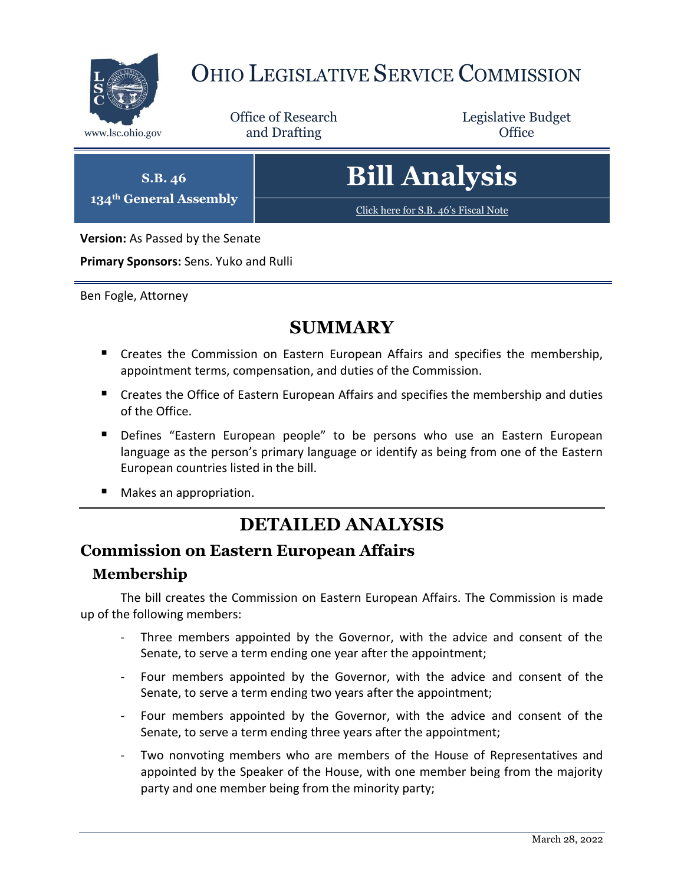# Ohio Legislative Service Commission

www.lsc.ohio.gov

Office of Research and Drafting

Legislative Budget Office

**S.B. 46**
**134th General Assembly**

# Bill Analysis

[Click here for S.B. 46's Fiscal Note]

**Version:** As Passed by the Senate

**Primary Sponsors:** Sens. Yuko and Rulli

Ben Fogle, Attorney

## SUMMARY

- Creates the Commission on Eastern European Affairs and specifies the membership, appointment terms, compensation, and duties of the Commission.
- Creates the Office of Eastern European Affairs and specifies the membership and duties of the Office.
- Defines "Eastern European people" to be persons who use an Eastern European language as the person's primary language or identify as being from one of the Eastern European countries listed in the bill.
- Makes an appropriation.

## DETAILED ANALYSIS

### Commission on Eastern European Affairs

#### Membership

The bill creates the Commission on Eastern European Affairs. The Commission is made up of the following members:

- Three members appointed by the Governor, with the advice and consent of the Senate, to serve a term ending one year after the appointment;
- Four members appointed by the Governor, with the advice and consent of the Senate, to serve a term ending two years after the appointment;
- Four members appointed by the Governor, with the advice and consent of the Senate, to serve a term ending three years after the appointment;
- Two nonvoting members who are members of the House of Representatives and appointed by the Speaker of the House, with one member being from the majority party and one member being from the minority party;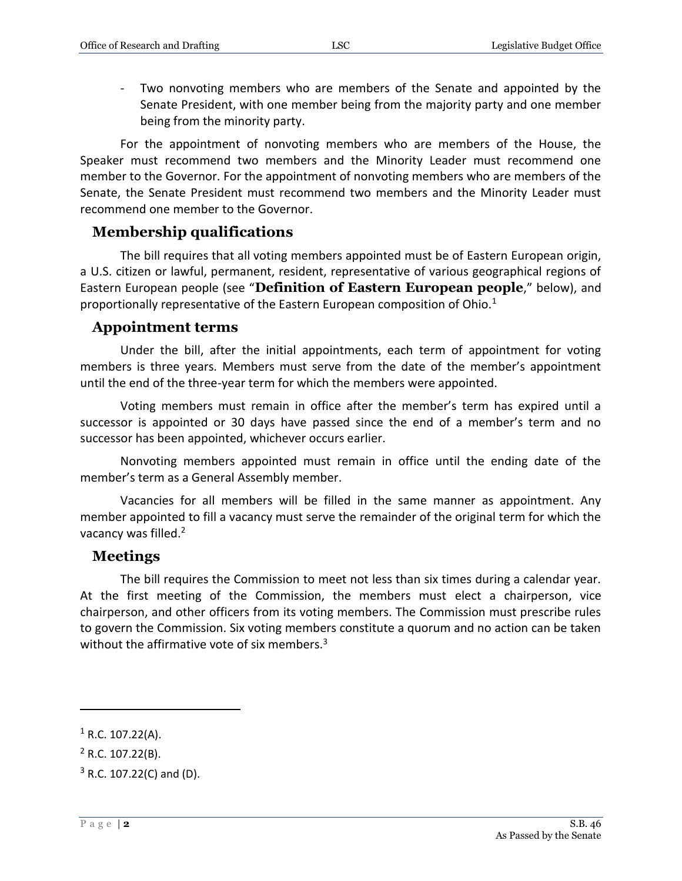- Two nonvoting members who are members of the Senate and appointed by the Senate President, with one member being from the majority party and one member being from the minority party.

For the appointment of nonvoting members who are members of the House, the Speaker must recommend two members and the Minority Leader must recommend one member to the Governor. For the appointment of nonvoting members who are members of the Senate, the Senate President must recommend two members and the Minority Leader must recommend one member to the Governor.

## Membership qualifications

The bill requires that all voting members appointed must be of Eastern European origin, a U.S. citizen or lawful, permanent, resident, representative of various geographical regions of Eastern European people (see "**Definition of Eastern European people**," below), and proportionally representative of the Eastern European composition of Ohio.[1]

## Appointment terms

Under the bill, after the initial appointments, each term of appointment for voting members is three years. Members must serve from the date of the member's appointment until the end of the three-year term for which the members were appointed.

Voting members must remain in office after the member's term has expired until a successor is appointed or 30 days have passed since the end of a member's term and no successor has been appointed, whichever occurs earlier.

Nonvoting members appointed must remain in office until the ending date of the member's term as a General Assembly member.

Vacancies for all members will be filled in the same manner as appointment. Any member appointed to fill a vacancy must serve the remainder of the original term for which the vacancy was filled.[2]

## Meetings

The bill requires the Commission to meet not less than six times during a calendar year. At the first meeting of the Commission, the members must elect a chairperson, vice chairperson, and other officers from its voting members. The Commission must prescribe rules to govern the Commission. Six voting members constitute a quorum and no action can be taken without the affirmative vote of six members.[3]

---

[1] R.C. 107.22(A).

[2] R.C. 107.22(B).

[3] R.C. 107.22(C) and (D).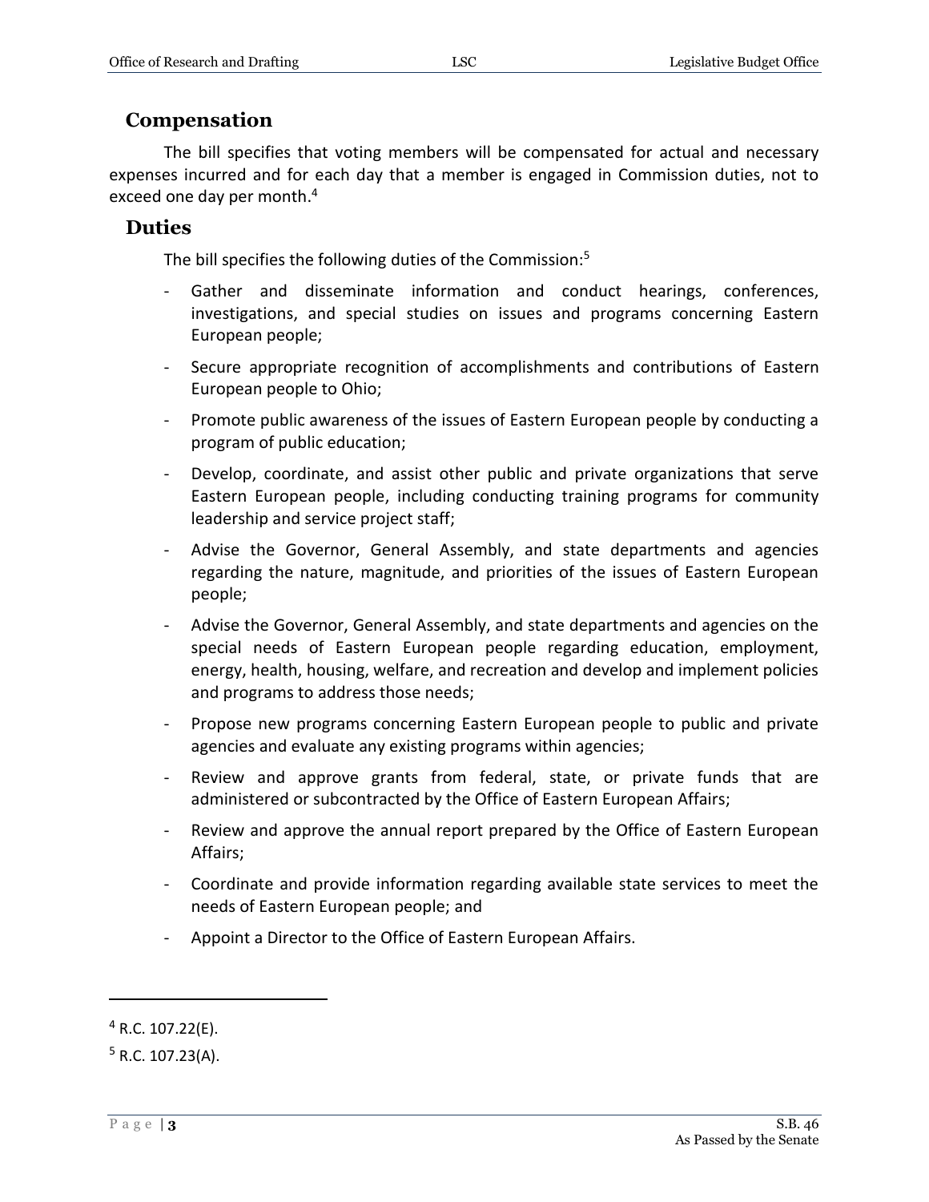## Compensation

The bill specifies that voting members will be compensated for actual and necessary expenses incurred and for each day that a member is engaged in Commission duties, not to exceed one day per month.[4]

## Duties

The bill specifies the following duties of the Commission:[5]

- Gather and disseminate information and conduct hearings, conferences, investigations, and special studies on issues and programs concerning Eastern European people;
- Secure appropriate recognition of accomplishments and contributions of Eastern European people to Ohio;
- Promote public awareness of the issues of Eastern European people by conducting a program of public education;
- Develop, coordinate, and assist other public and private organizations that serve Eastern European people, including conducting training programs for community leadership and service project staff;
- Advise the Governor, General Assembly, and state departments and agencies regarding the nature, magnitude, and priorities of the issues of Eastern European people;
- Advise the Governor, General Assembly, and state departments and agencies on the special needs of Eastern European people regarding education, employment, energy, health, housing, welfare, and recreation and develop and implement policies and programs to address those needs;
- Propose new programs concerning Eastern European people to public and private agencies and evaluate any existing programs within agencies;
- Review and approve grants from federal, state, or private funds that are administered or subcontracted by the Office of Eastern European Affairs;
- Review and approve the annual report prepared by the Office of Eastern European Affairs;
- Coordinate and provide information regarding available state services to meet the needs of Eastern European people; and
- Appoint a Director to the Office of Eastern European Affairs.

---

[4] R.C. 107.22(E).

[5] R.C. 107.23(A).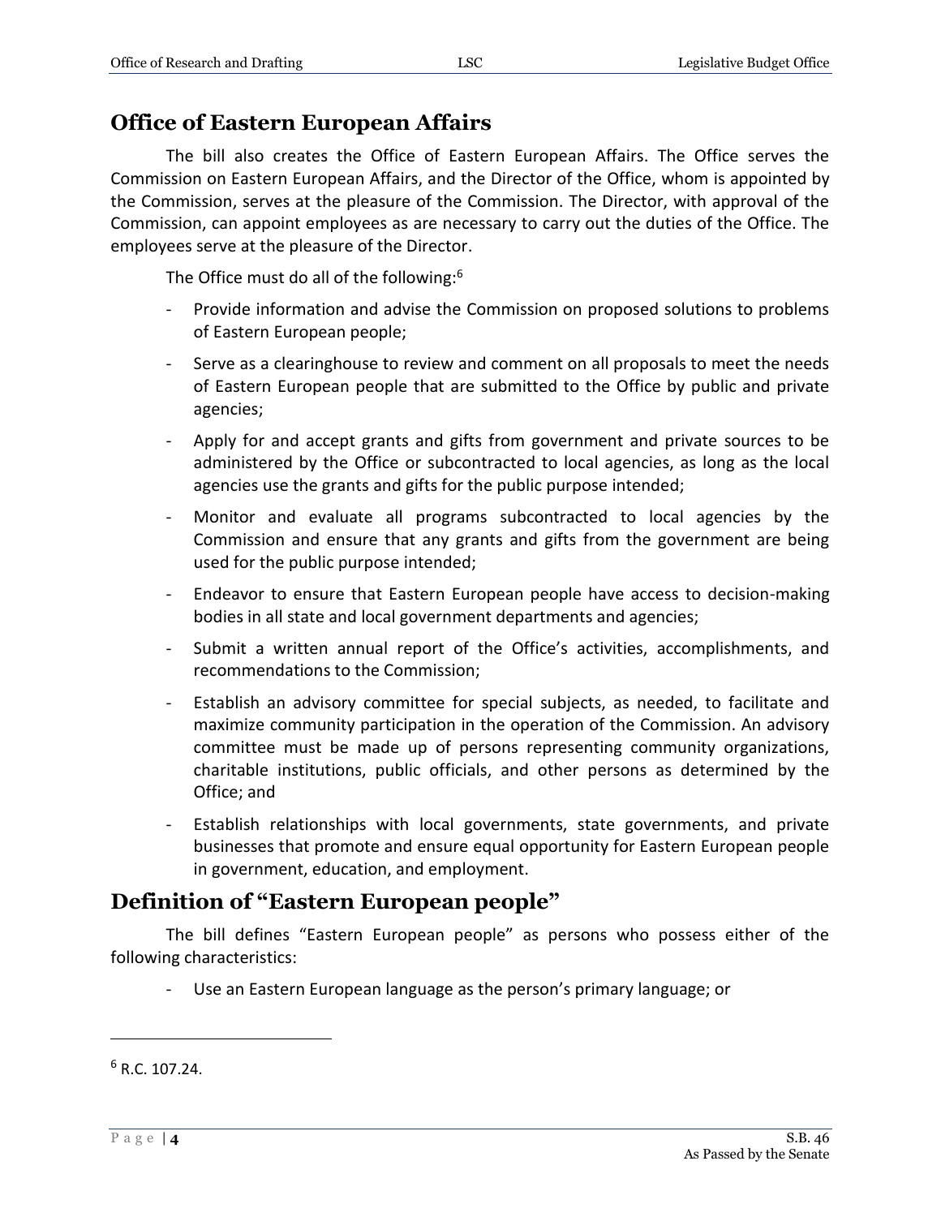## Office of Eastern European Affairs

The bill also creates the Office of Eastern European Affairs. The Office serves the Commission on Eastern European Affairs, and the Director of the Office, whom is appointed by the Commission, serves at the pleasure of the Commission. The Director, with approval of the Commission, can appoint employees as are necessary to carry out the duties of the Office. The employees serve at the pleasure of the Director.

The Office must do all of the following:[6]

- Provide information and advise the Commission on proposed solutions to problems of Eastern European people;
- Serve as a clearinghouse to review and comment on all proposals to meet the needs of Eastern European people that are submitted to the Office by public and private agencies;
- Apply for and accept grants and gifts from government and private sources to be administered by the Office or subcontracted to local agencies, as long as the local agencies use the grants and gifts for the public purpose intended;
- Monitor and evaluate all programs subcontracted to local agencies by the Commission and ensure that any grants and gifts from the government are being used for the public purpose intended;
- Endeavor to ensure that Eastern European people have access to decision-making bodies in all state and local government departments and agencies;
- Submit a written annual report of the Office's activities, accomplishments, and recommendations to the Commission;
- Establish an advisory committee for special subjects, as needed, to facilitate and maximize community participation in the operation of the Commission. An advisory committee must be made up of persons representing community organizations, charitable institutions, public officials, and other persons as determined by the Office; and
- Establish relationships with local governments, state governments, and private businesses that promote and ensure equal opportunity for Eastern European people in government, education, and employment.

## Definition of "Eastern European people"

The bill defines "Eastern European people" as persons who possess either of the following characteristics:

- Use an Eastern European language as the person's primary language; or

---

[6] R.C. 107.24.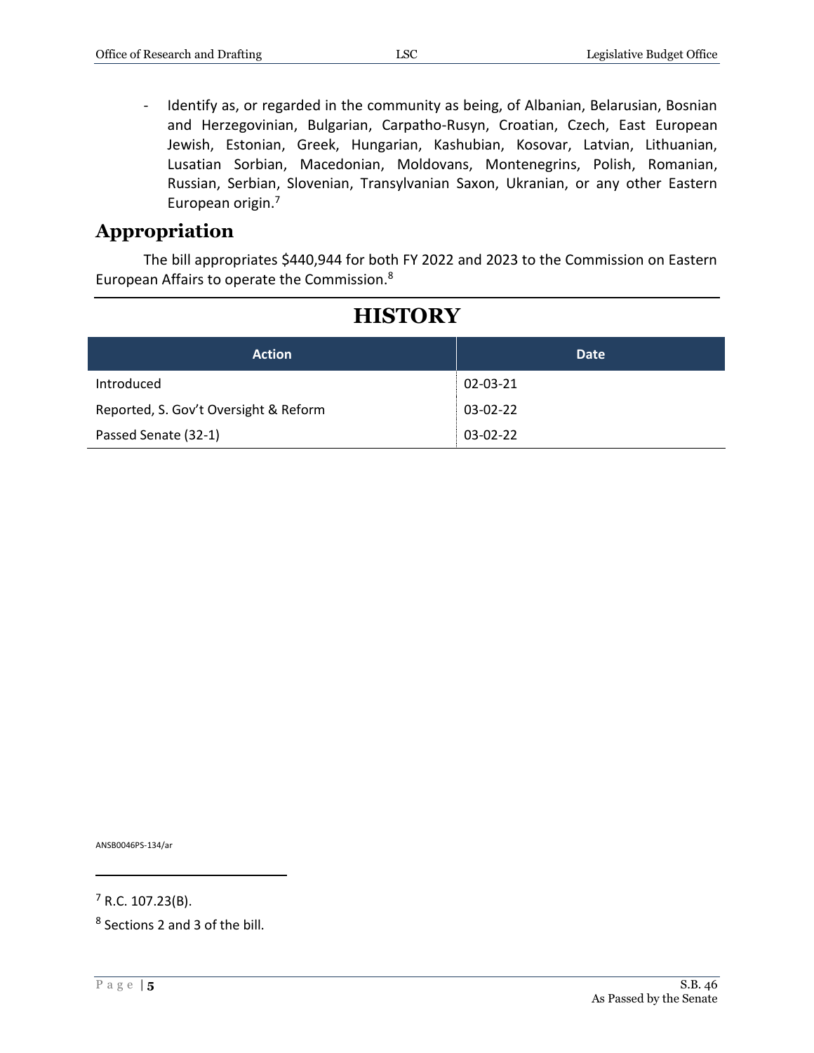- Identify as, or regarded in the community as being, of Albanian, Belarusian, Bosnian and Herzegovinian, Bulgarian, Carpatho-Rusyn, Croatian, Czech, East European Jewish, Estonian, Greek, Hungarian, Kashubian, Kosovar, Latvian, Lithuanian, Lusatian Sorbian, Macedonian, Moldovans, Montenegrins, Polish, Romanian, Russian, Serbian, Slovenian, Transylvanian Saxon, Ukranian, or any other Eastern European origin.[7]

## Appropriation

The bill appropriates $440,944 for both FY 2022 and 2023 to the Commission on Eastern European Affairs to operate the Commission.[8]

# HISTORY

| Action | Date |
| --- | --- |
| Introduced | 02-03-21 |
| Reported, S. Gov't Oversight & Reform | 03-02-22 |
| Passed Senate (32-1) | 03-02-22 |

ANSB0046PS-134/ar

[7] R.C. 107.23(B).

[8] Sections 2 and 3 of the bill.